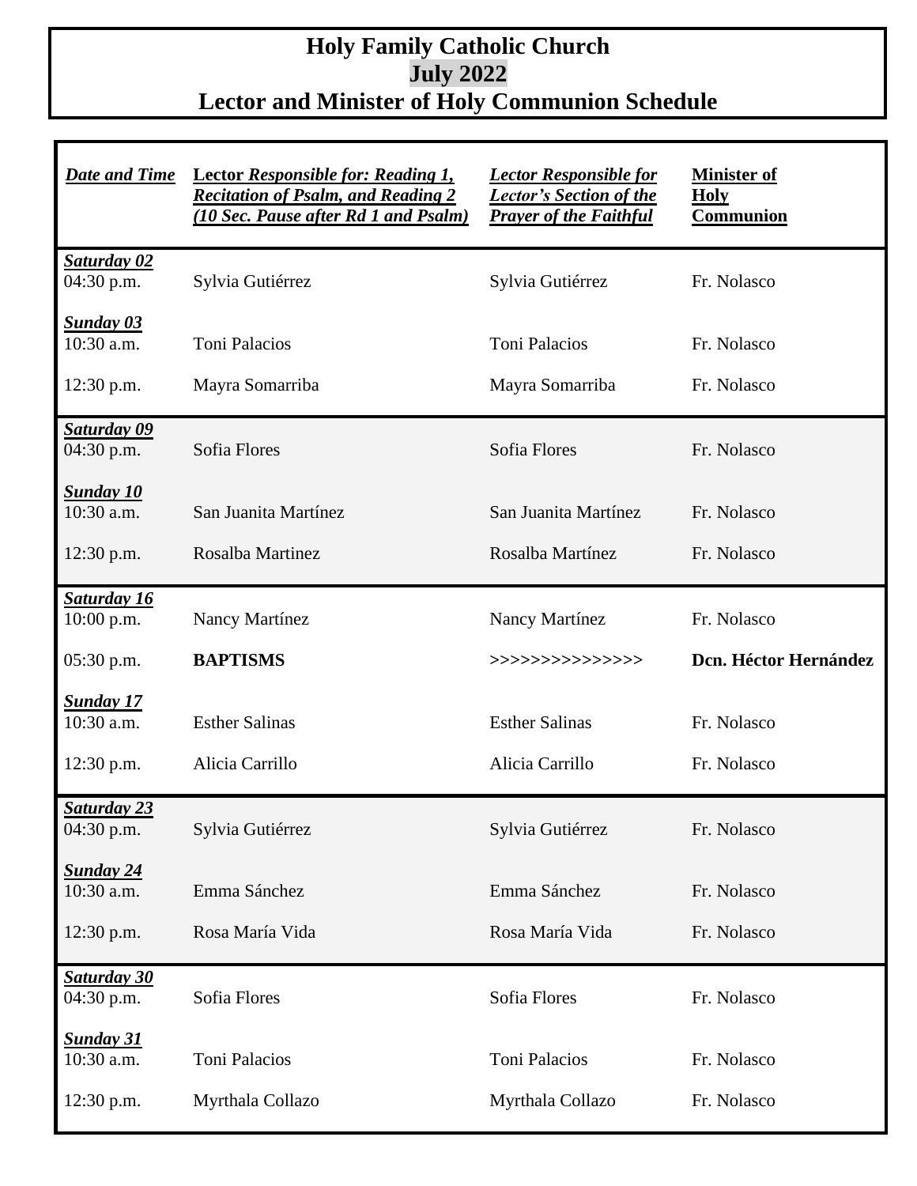# Holy Family Catholic Church
# July 2022
# Lector and Minister of Holy Communion Schedule

| *Date and Time* | **Lector** ***Responsible for: Reading 1, Recitation of Psalm, and Reading 2 (10 Sec. Pause after Rd 1 and Psalm)*** | ***Lector Responsible for Lector's Section of the Prayer of the Faithful*** | **Minister of Holy Communion** |
|---|---|---|---|
| ***Saturday 02*** 04:30 p.m. | Sylvia Gutiérrez | Sylvia Gutiérrez | Fr. Nolasco |
| ***Sunday 03*** 10:30 a.m. | Toni Palacios | Toni Palacios | Fr. Nolasco |
| 12:30 p.m. | Mayra Somarriba | Mayra Somarriba | Fr. Nolasco |
| ***Saturday 09*** 04:30 p.m. | Sofia Flores | Sofia Flores | Fr. Nolasco |
| ***Sunday 10*** 10:30 a.m. | San Juanita Martínez | San Juanita Martínez | Fr. Nolasco |
| 12:30 p.m. | Rosalba Martinez | Rosalba Martínez | Fr. Nolasco |
| ***Saturday 16*** 10:00 p.m. | Nancy Martínez | Nancy Martínez | Fr. Nolasco |
| 05:30 p.m. | **BAPTISMS** | >>>>>>>>>>>>>>> | **Dcn. Héctor Hernández** |
| ***Sunday 17*** 10:30 a.m. | Esther Salinas | Esther Salinas | Fr. Nolasco |
| 12:30 p.m. | Alicia Carrillo | Alicia Carrillo | Fr. Nolasco |
| ***Saturday 23*** 04:30 p.m. | Sylvia Gutiérrez | Sylvia Gutiérrez | Fr. Nolasco |
| ***Sunday 24*** 10:30 a.m. | Emma Sánchez | Emma Sánchez | Fr. Nolasco |
| 12:30 p.m. | Rosa María Vida | Rosa María Vida | Fr. Nolasco |
| ***Saturday 30*** 04:30 p.m. | Sofia Flores | Sofia Flores | Fr. Nolasco |
| ***Sunday 31*** 10:30 a.m. | Toni Palacios | Toni Palacios | Fr. Nolasco |
| 12:30 p.m. | Myrthala Collazo | Myrthala Collazo | Fr. Nolasco |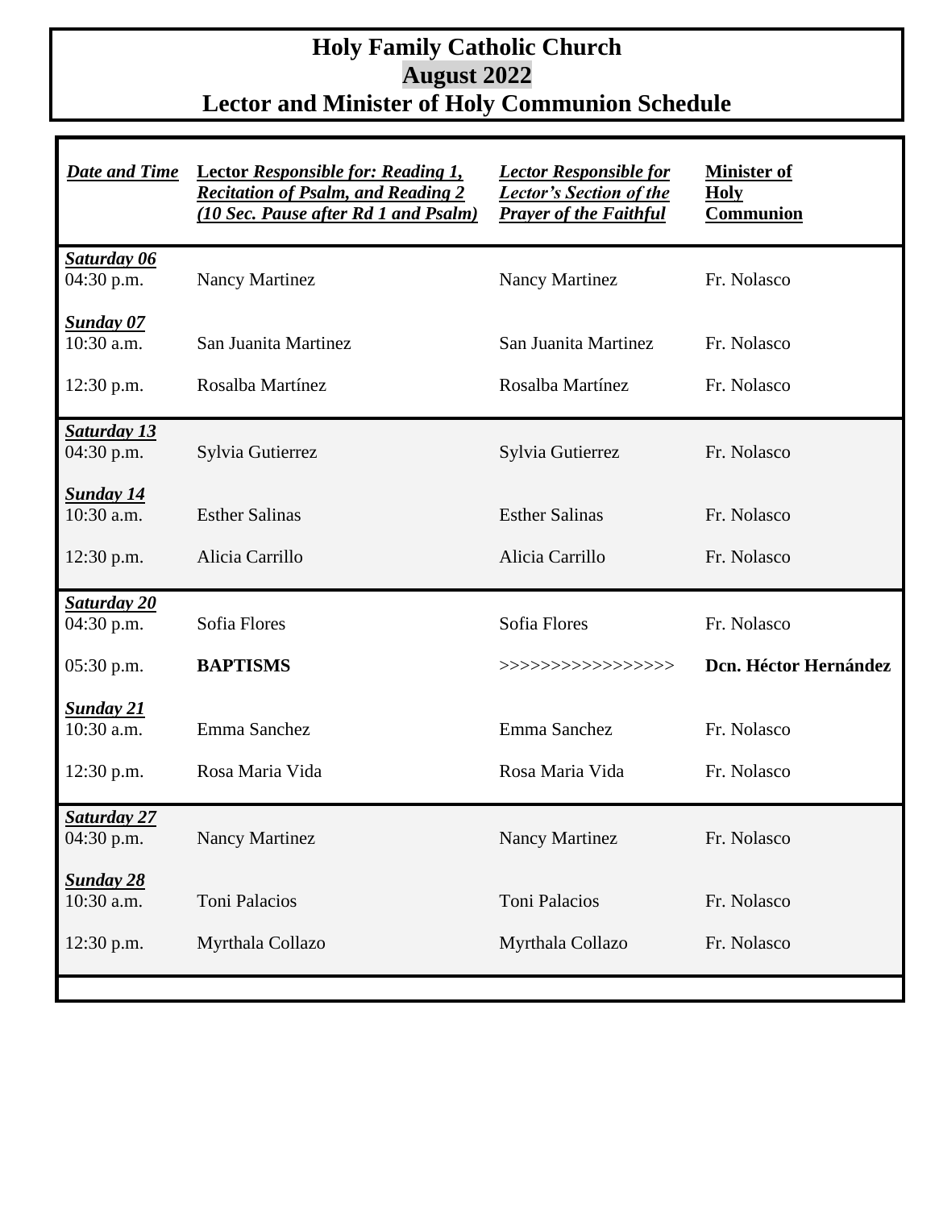# Holy Family Catholic Church
# August 2022
# Lector and Minister of Holy Communion Schedule

| ***Date and Time*** | **Lector *Responsible for: Reading 1, Recitation of Psalm, and Reading 2 (10 Sec. Pause after Rd 1 and Psalm)*** | ***Lector Responsible for Lector's Section of the Prayer of the Faithful*** | **Minister of Holy Communion** |
|---|---|---|---|
| ***Saturday 06*** 04:30 p.m. | Nancy Martinez | Nancy Martinez | Fr. Nolasco |
| ***Sunday 07*** 10:30 a.m. | San Juanita Martinez | San Juanita Martinez | Fr. Nolasco |
| 12:30 p.m. | Rosalba Martínez | Rosalba Martínez | Fr. Nolasco |
| ***Saturday 13*** 04:30 p.m. | Sylvia Gutierrez | Sylvia Gutierrez | Fr. Nolasco |
| ***Sunday 14*** 10:30 a.m. | Esther Salinas | Esther Salinas | Fr. Nolasco |
| 12:30 p.m. | Alicia Carrillo | Alicia Carrillo | Fr. Nolasco |
| ***Saturday 20*** 04:30 p.m. | Sofia Flores | Sofia Flores | Fr. Nolasco |
| 05:30 p.m. | **BAPTISMS** | >>>>>>>>>>>>>>>>> | **Dcn. Héctor Hernández** |
| ***Sunday 21*** 10:30 a.m. | Emma Sanchez | Emma Sanchez | Fr. Nolasco |
| 12:30 p.m. | Rosa Maria Vida | Rosa Maria Vida | Fr. Nolasco |
| ***Saturday 27*** 04:30 p.m. | Nancy Martinez | Nancy Martinez | Fr. Nolasco |
| ***Sunday 28*** 10:30 a.m. | Toni Palacios | Toni Palacios | Fr. Nolasco |
| 12:30 p.m. | Myrthala Collazo | Myrthala Collazo | Fr. Nolasco |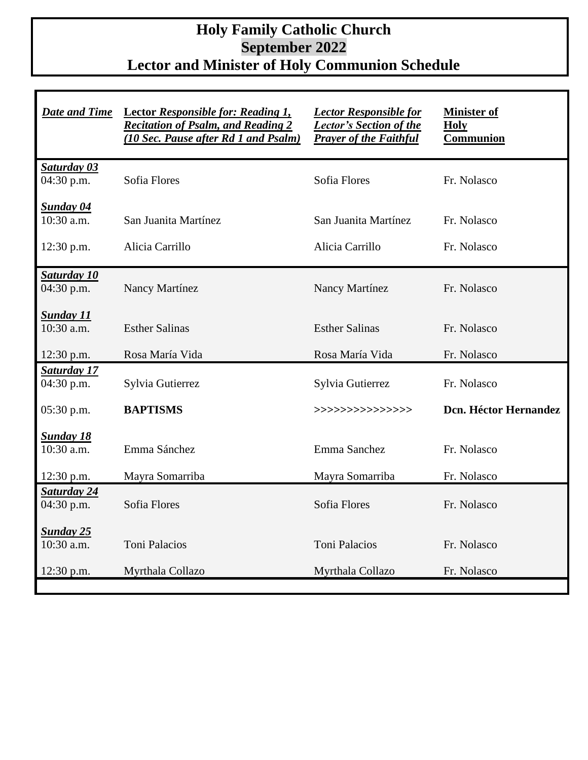# Holy Family Catholic Church
## September 2022
## Lector and Minister of Holy Communion Schedule

| ***Date and Time*** | **Lector *Responsible for: Reading 1, Recitation of Psalm, and Reading 2 (10 Sec. Pause after Rd 1 and Psalm)*** | ***Lector Responsible for Lector's Section of the Prayer of the Faithful*** | **Minister of Holy Communion** |
|---|---|---|---|
| ***Saturday 03*** | | | |
| 04:30 p.m. | Sofia Flores | Sofia Flores | Fr. Nolasco |
| ***Sunday 04*** | | | |
| 10:30 a.m. | San Juanita Martínez | San Juanita Martínez | Fr. Nolasco |
| 12:30 p.m. | Alicia Carrillo | Alicia Carrillo | Fr. Nolasco |
| ***Saturday 10*** | | | |
| 04:30 p.m. | Nancy Martínez | Nancy Martínez | Fr. Nolasco |
| ***Sunday 11*** | | | |
| 10:30 a.m. | Esther Salinas | Esther Salinas | Fr. Nolasco |
| 12:30 p.m. | Rosa María Vida | Rosa María Vida | Fr. Nolasco |
| ***Saturday 17*** | | | |
| 04:30 p.m. | Sylvia Gutierrez | Sylvia Gutierrez | Fr. Nolasco |
| 05:30 p.m. | **BAPTISMS** | >>>>>>>>>>>>>>> | **Dcn. Héctor Hernandez** |
| ***Sunday 18*** | | | |
| 10:30 a.m. | Emma Sánchez | Emma Sanchez | Fr. Nolasco |
| 12:30 p.m. | Mayra Somarriba | Mayra Somarriba | Fr. Nolasco |
| ***Saturday 24*** | | | |
| 04:30 p.m. | Sofia Flores | Sofia Flores | Fr. Nolasco |
| ***Sunday 25*** | | | |
| 10:30 a.m. | Toni Palacios | Toni Palacios | Fr. Nolasco |
| 12:30 p.m. | Myrthala Collazo | Myrthala Collazo | Fr. Nolasco |